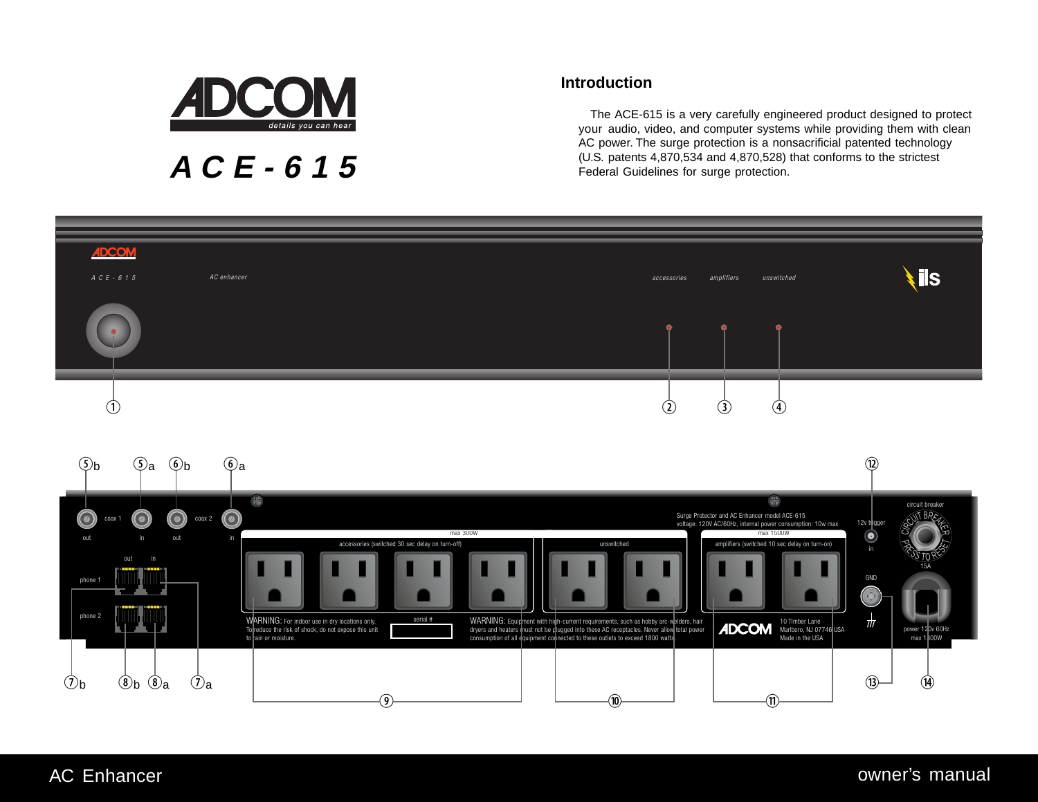# ADCOM

details you can hear

## ACE-615

## Introduction

The ACE-615 is a very carefully engineered product designed to protect your audio, video, and computer systems while providing them with clean AC power. The surge protection is a nonsacrificial patented technology (U.S. patents 4,870,534 and 4,870,528) that conforms to the strictest Federal Guidelines for surge protection.

ADCOM
A C E - 6 1 5
AC enhancer
accessories
amplifiers
unswitched
ils

①
②
③
④

⑤b ⑤a ⑥b ⑥a ⑫

out coax 1 in out coax 2 in

Surge Protector and AC Enhancer model ACE-615
voltage: 120V AC/60Hz, internal power consumption: 10w max

12v trigger in

circuit breaker
CIRCUIT BREAKER PRESS TO RESET 15A

out in
phone 1
phone 2

max 300W
accessories (switched 30 sec delay on turn-off)

unswitched

max 1500W
amplifiers (switched 10 sec delay on turn-on)

GND

WARNING: For indoor use in dry locations only. To reduce the risk of shock, do not expose this unit to rain or moisture.

serial #

WARNING: Equipment with high-current requirements, such as hobby arc-welders, hair dryers and heaters must not be plugged into these AC receptacles. Never allow total power consumption of all equipment connected to these outlets to exceed 1800 watts.

ADCOM
10 Timber Lane
Marlboro, NJ 07746 USA
Made in the USA

power 120v 60Hz
max 1800W

⑦b ⑧b ⑧a ⑦a ⑨ ⑩ ⑪ ⑬ ⑭

AC Enhancer

owner's manual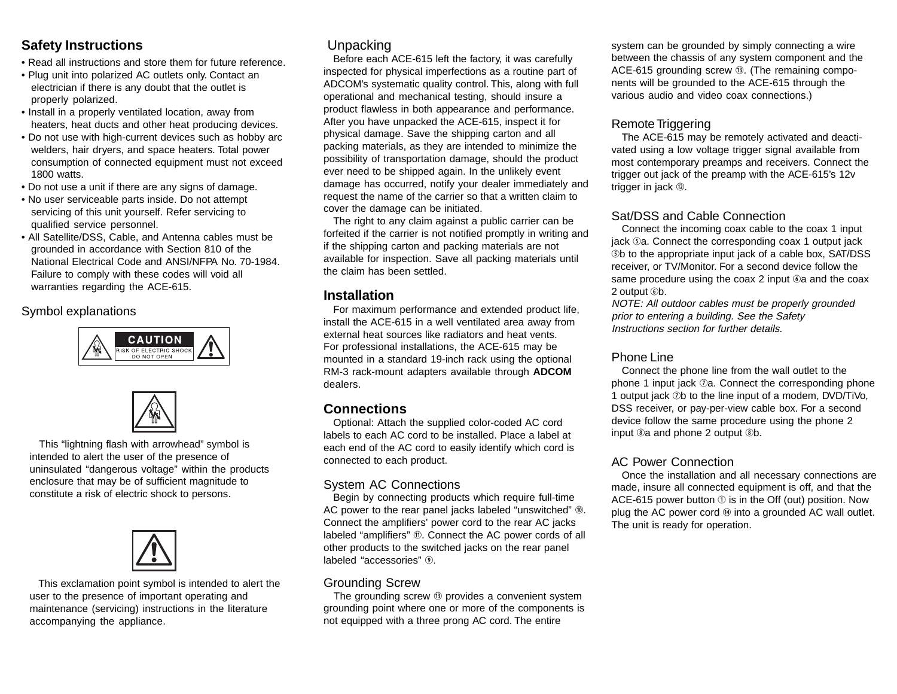## Safety Instructions

- Read all instructions and store them for future reference.
- Plug unit into polarized AC outlets only. Contact an electrician if there is any doubt that the outlet is properly polarized.
- Install in a properly ventilated location, away from heaters, heat ducts and other heat producing devices.
- Do not use with high-current devices such as hobby arc welders, hair dryers, and space heaters. Total power consumption of connected equipment must not exceed 1800 watts.
- Do not use a unit if there are any signs of damage.
- No user serviceable parts inside. Do not attempt servicing of this unit yourself. Refer servicing to qualified service personnel.
- All Satellite/DSS, Cable, and Antenna cables must be grounded in accordance with Section 810 of the National Electrical Code and ANSI/NFPA No. 70-1984. Failure to comply with these codes will void all warranties regarding the ACE-615.

## Symbol explanations

CAUTION
RISK OF ELECTRIC SHOCK
DO NOT OPEN

This "lightning flash with arrowhead" symbol is intended to alert the user of the presence of uninsulated "dangerous voltage" within the products enclosure that may be of sufficient magnitude to constitute a risk of electric shock to persons.

This exclamation point symbol is intended to alert the user to the presence of important operating and maintenance (servicing) instructions in the literature accompanying the appliance.

## Unpacking

Before each ACE-615 left the factory, it was carefully inspected for physical imperfections as a routine part of ADCOM's systematic quality control. This, along with full operational and mechanical testing, should insure a product flawless in both appearance and performance. After you have unpacked the ACE-615, inspect it for physical damage. Save the shipping carton and all packing materials, as they are intended to minimize the possibility of transportation damage, should the product ever need to be shipped again. In the unlikely event damage has occurred, notify your dealer immediately and request the name of the carrier so that a written claim to cover the damage can be initiated.

The right to any claim against a public carrier can be forfeited if the carrier is not notified promptly in writing and if the shipping carton and packing materials are not available for inspection. Save all packing materials until the claim has been settled.

## Installation

For maximum performance and extended product life, install the ACE-615 in a well ventilated area away from external heat sources like radiators and heat vents. For professional installations, the ACE-615 may be mounted in a standard 19-inch rack using the optional RM-3 rack-mount adapters available through **ADCOM** dealers.

## Connections

Optional: Attach the supplied color-coded AC cord labels to each AC cord to be installed. Place a label at each end of the AC cord to easily identify which cord is connected to each product.

### System AC Connections

Begin by connecting products which require full-time AC power to the rear panel jacks labeled "unswitched" ⑩. Connect the amplifiers' power cord to the rear AC jacks labeled "amplifiers" ⑪. Connect the AC power cords of all other products to the switched jacks on the rear panel labeled "accessories" ⑨.

### Grounding Screw

The grounding screw ⑬ provides a convenient system grounding point where one or more of the components is not equipped with a three prong AC cord. The entire system can be grounded by simply connecting a wire between the chassis of any system component and the ACE-615 grounding screw ⑬. (The remaining components will be grounded to the ACE-615 through the various audio and video coax connections.)

### Remote Triggering

The ACE-615 may be remotely activated and deactivated using a low voltage trigger signal available from most contemporary preamps and receivers. Connect the trigger out jack of the preamp with the ACE-615's 12v trigger in jack ⑫.

### Sat/DSS and Cable Connection

Connect the incoming coax cable to the coax 1 input jack ⑤a. Connect the corresponding coax 1 output jack ⑤b to the appropriate input jack of a cable box, SAT/DSS receiver, or TV/Monitor. For a second device follow the same procedure using the coax 2 input ⑥a and the coax 2 output ⑥b.

*NOTE: All outdoor cables must be properly grounded prior to entering a building. See the Safety Instructions section for further details.*

### Phone Line

Connect the phone line from the wall outlet to the phone 1 input jack ⑦a. Connect the corresponding phone 1 output jack ⑦b to the line input of a modem, DVD/TiVo, DSS receiver, or pay-per-view cable box. For a second device follow the same procedure using the phone 2 input ⑧a and phone 2 output ⑧b.

### AC Power Connection

Once the installation and all necessary connections are made, insure all connected equipment is off, and that the ACE-615 power button ① is in the Off (out) position. Now plug the AC power cord ⑭ into a grounded AC wall outlet. The unit is ready for operation.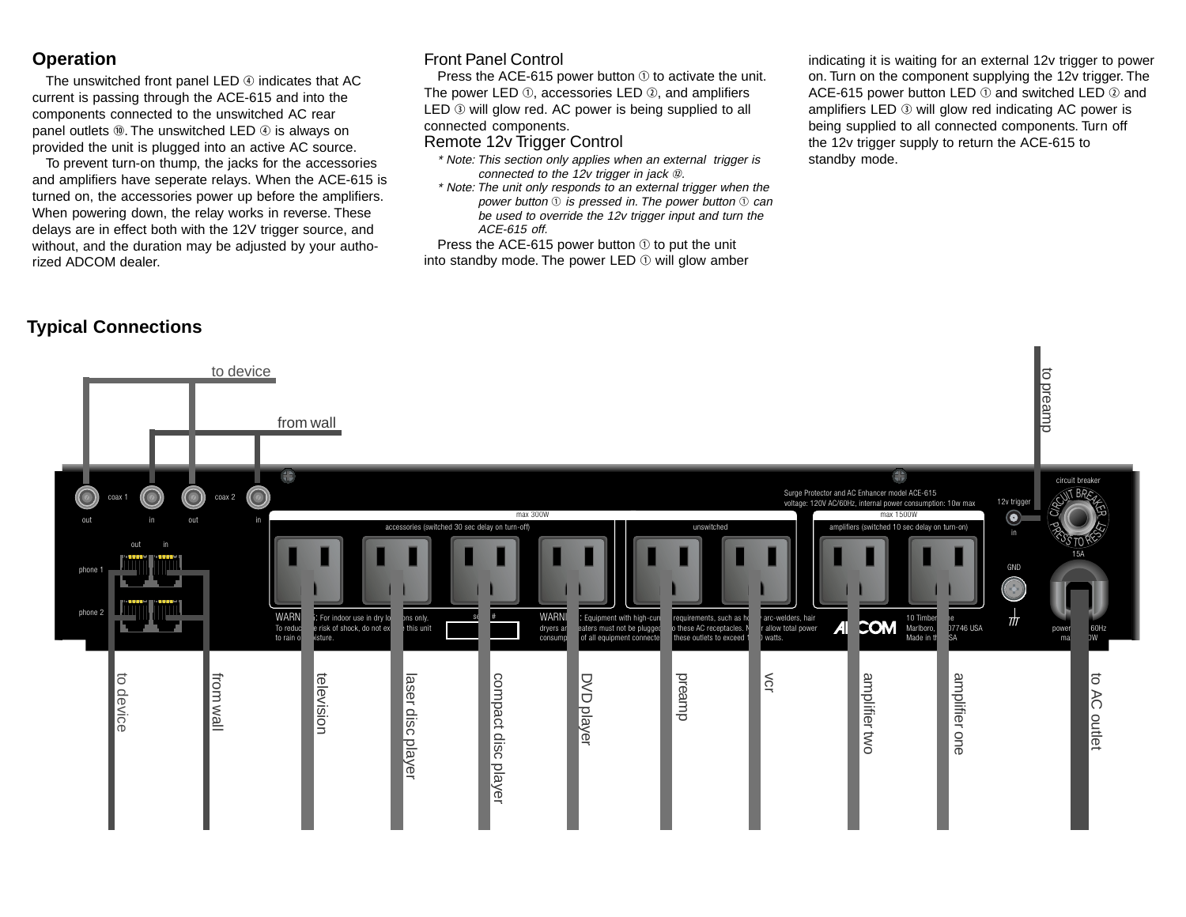## Operation

The unswitched front panel LED ④ indicates that AC current is passing through the ACE-615 and into the components connected to the unswitched AC rear panel outlets ⑩. The unswitched LED ④ is always on provided the unit is plugged into an active AC source.

To prevent turn-on thump, the jacks for the accessories and amplifiers have seperate relays. When the ACE-615 is turned on, the accessories power up before the amplifiers. When powering down, the relay works in reverse. These delays are in effect both with the 12V trigger source, and without, and the duration may be adjusted by your authorized ADCOM dealer.

### Front Panel Control

Press the ACE-615 power button ① to activate the unit. The power LED ①, accessories LED ②, and amplifiers LED ③ will glow red. AC power is being supplied to all connected components.

### Remote 12v Trigger Control

*\* Note: This section only applies when an external trigger is connected to the 12v trigger in jack ⑫.*

*\* Note: The unit only responds to an external trigger when the power button ① is pressed in. The power button ① can be used to override the 12v trigger input and turn the ACE-615 off.*

Press the ACE-615 power button ① to put the unit into standby mode. The power LED ① will glow amber indicating it is waiting for an external 12v trigger to power on. Turn on the component supplying the 12v trigger. The ACE-615 power button LED ① and switched LED ② and amplifiers LED ③ will glow red indicating AC power is being supplied to all connected components. Turn off the 12v trigger supply to return the ACE-615 to standby mode.

## Typical Connections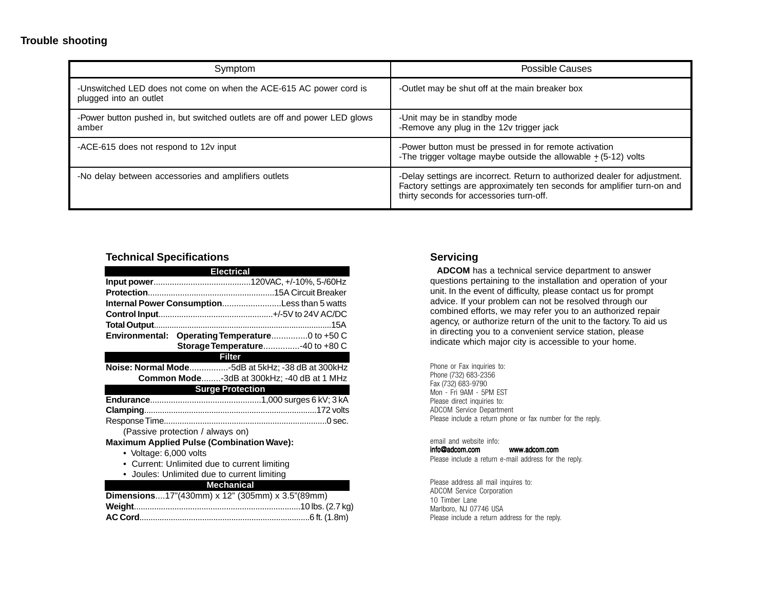## Trouble shooting

| Symptom | Possible Causes |
|---|---|
| -Unswitched LED does not come on when the ACE-615 AC power cord is plugged into an outlet | -Outlet may be shut off at the main breaker box |
| -Power button pushed in, but switched outlets are off and power LED glows amber | -Unit may be in standby mode<br>-Remove any plug in the 12v trigger jack |
| -ACE-615 does not respond to 12v input | -Power button must be pressed in for remote activation<br>-The trigger voltage maybe outside the allowable ± (5-12) volts |
| -No delay between accessories and amplifiers outlets | -Delay settings are incorrect. Return to authorized dealer for adjustment. Factory settings are approximately ten seconds for amplifier turn-on and thirty seconds for accessories turn-off. |

## Technical Specifications

**Electrical**

**Input power**..........................................120VAC, +/-10%, 5-/60Hz
**Protection**.......................................................15A Circuit Breaker
**Internal Power Consumption**.........................Less than 5 watts
**Control Input**..................................................+/-5V to 24V AC/DC
**Total Output**...............................................................................15A
**Environmental:** **Operating Temperature**...............0 to +50 C
**Storage Temperature**...............-40 to +80 C

**Filter**

**Noise: Normal Mode**................-5dB at 5kHz; -38 dB at 300kHz
**Common Mode**........-3dB at 300kHz; -40 dB at 1 MHz

**Surge Protection**

**Endurance**................................................1,000 surges 6 kV; 3 kA
**Clamping**............................................................................172 volts
Response Time.......................................................................0 sec.
(Passive protection / always on)
**Maximum Applied Pulse (Combination Wave):**

- Voltage: 6,000 volts
- Current: Unlimited due to current limiting
- Joules: Unlimited due to current limiting

**Mechanical**

**Dimensions**....17"(430mm) x 12" (305mm) x 3.5"(89mm)
**Weight**..........................................................................10 lbs. (2.7 kg)
**AC Cord**...........................................................................6 ft. (1.8m)

## Servicing

**ADCOM** has a technical service department to answer questions pertaining to the installation and operation of your unit. In the event of difficulty, please contact us for prompt advice. If your problem can not be resolved through our combined efforts, we may refer you to an authorized repair agency, or authorize return of the unit to the factory. To aid us in directing you to a convenient service station, please indicate which major city is accessible to your home.

Phone or Fax inquiries to:
Phone (732) 683-2356
Fax (732) 683-9790
Mon - Fri 9AM - 5PM EST
Please direct inquiries to:
ADCOM Service Department
Please include a return phone or fax number for the reply.

email and website info:
**info@adcom.com** **www.adcom.com**
Please include a return e-mail address for the reply.

Please address all mail inquires to:
ADCOM Service Corporation
10 Timber Lane
Marlboro, NJ 07746 USA
Please include a return address for the reply.